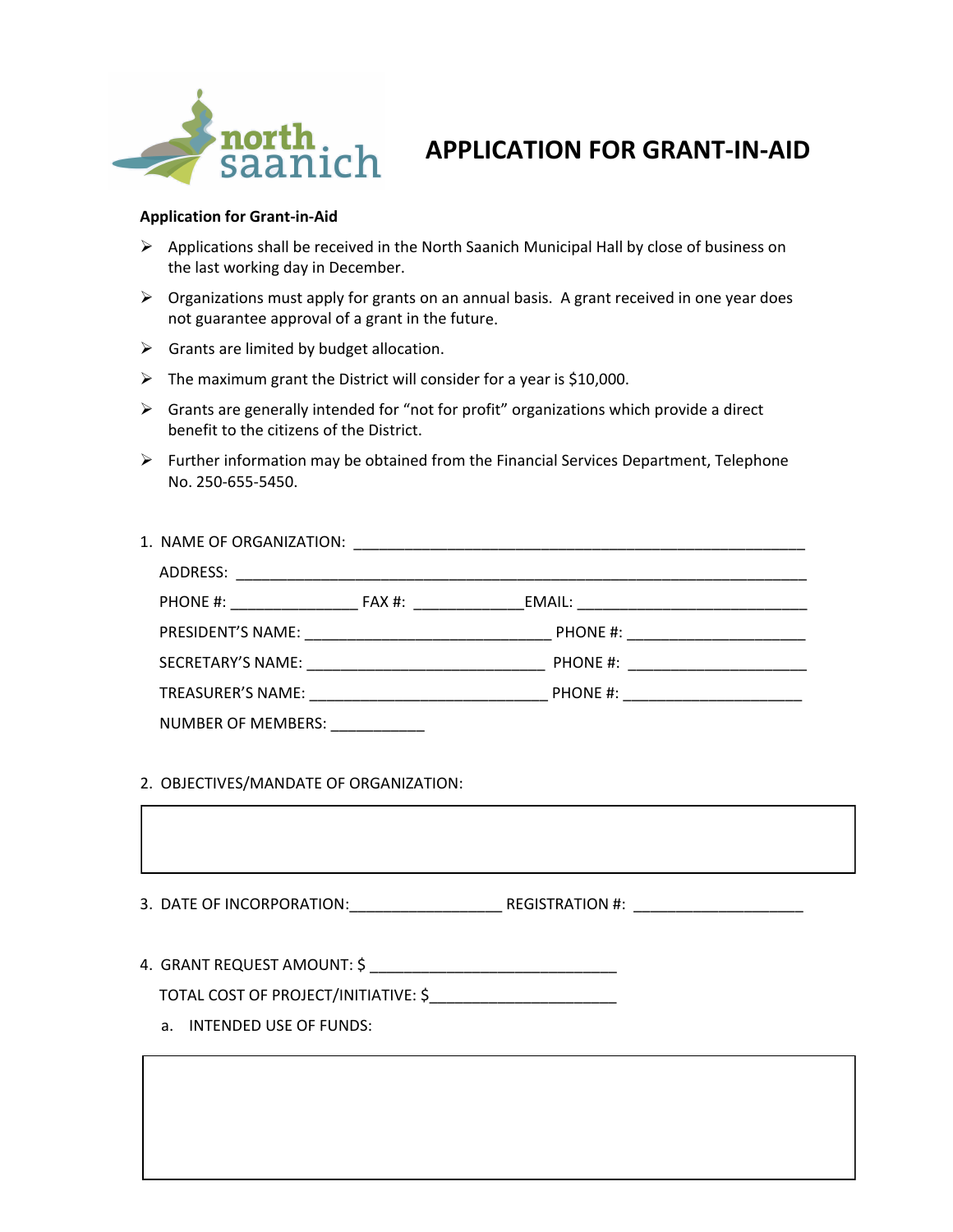# APPLICATION FOR GRANT-IN-AID

**Application for Grant-in-Aid**

- Applications shall be received in the North Saanich Municipal Hall by close of business on the last working day in December.
- Organizations must apply for grants on an annual basis. A grant received in one year does not guarantee approval of a grant in the future.
- Grants are limited by budget allocation.
- The maximum grant the District will consider for a year is $10,000.
- Grants are generally intended for "not for profit" organizations which provide a direct benefit to the citizens of the District.
- Further information may be obtained from the Financial Services Department, Telephone No. 250-655-5450.

1. NAME OF ORGANIZATION: ______________________________________________________

   ADDRESS: ______________________________________________________________

   PHONE #: _______________ FAX #: _____________ EMAIL: ___________________________

   PRESIDENT'S NAME: ______________________________ PHONE #: _____________________

   SECRETARY'S NAME: _____________________________ PHONE #: ______________________

   TREASURER'S NAME: _____________________________ PHONE #: _____________________

   NUMBER OF MEMBERS: ___________

2. OBJECTIVES/MANDATE OF ORGANIZATION:

3. DATE OF INCORPORATION:__________________ REGISTRATION #: ____________________

4. GRANT REQUEST AMOUNT: $ _____________________________

   TOTAL COST OF PROJECT/INITIATIVE: $______________________

   a. INTENDED USE OF FUNDS: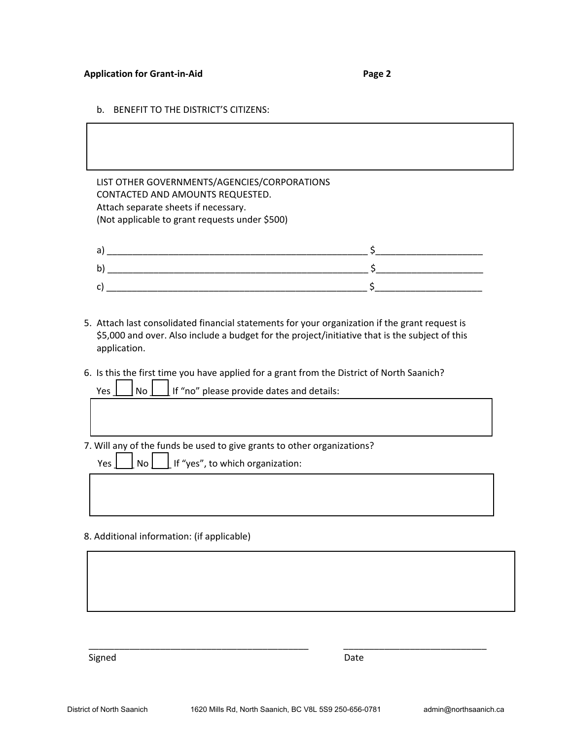**Application for Grant-in-Aid**

b. BENEFIT TO THE DISTRICT'S CITIZENS:

| |
|---|
| |

LIST OTHER GOVERNMENTS/AGENCIES/CORPORATIONS CONTACTED AND AMOUNTS REQUESTED.
Attach separate sheets if necessary.
(Not applicable to grant requests under $500)

a) ____________________________________________________ $_____________________

b) ____________________________________________________ $_____________________

c) ____________________________________________________ $_____________________

5. Attach last consolidated financial statements for your organization if the grant request is $5,000 and over. Also include a budget for the project/initiative that is the subject of this application.

6. Is this the first time you have applied for a grant from the District of North Saanich?

   Yes ☐ No ☐ If "no" please provide dates and details:

| |
|---|
| |

7. Will any of the funds be used to give grants to other organizations?

   Yes ☐ No ☐ If "yes", to which organization:

| |
|---|
| |

8. Additional information: (if applicable)

| |
|---|
| |

_______________________________________________ &nbsp;&nbsp;&nbsp;&nbsp; _____________________________

Signed &nbsp;&nbsp;&nbsp;&nbsp;&nbsp;&nbsp;&nbsp;&nbsp;&nbsp;&nbsp;&nbsp;&nbsp;&nbsp;&nbsp;&nbsp;&nbsp;&nbsp;&nbsp;&nbsp;&nbsp;&nbsp;&nbsp;&nbsp;&nbsp;&nbsp;&nbsp;&nbsp;&nbsp;&nbsp;&nbsp;&nbsp;&nbsp;&nbsp;&nbsp;&nbsp;&nbsp;&nbsp;&nbsp;&nbsp;&nbsp; Date

District of North Saanich &nbsp;&nbsp; 1620 Mills Rd, North Saanich, BC V8L 5S9 250-656-0781 &nbsp;&nbsp; admin@northsaanich.ca